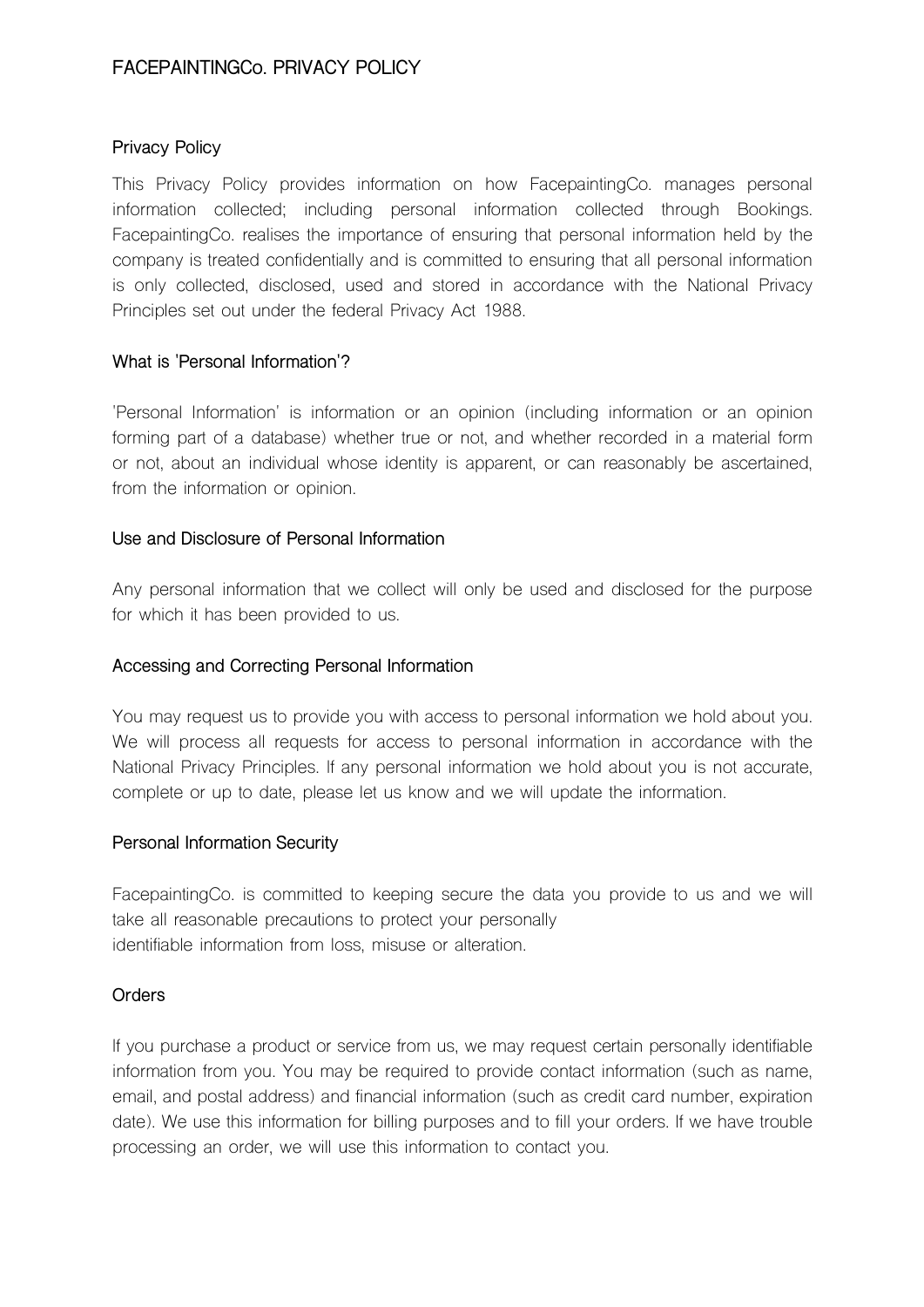# FACEPAINTINGCo. PRIVACY POLICY

## Privacy Policy

This Privacy Policy provides information on how FacepaintingCo. manages personal information collected; including personal information collected through Bookings. FacepaintingCo. realises the importance of ensuring that personal information held by the company is treated confidentially and is committed to ensuring that all personal information is only collected, disclosed, used and stored in accordance with the National Privacy Principles set out under the federal Privacy Act 1988.

## What is 'Personal Information'?

'Personal Information' is information or an opinion (including information or an opinion forming part of a database) whether true or not, and whether recorded in a material form or not, about an individual whose identity is apparent, or can reasonably be ascertained, from the information or opinion.

## Use and Disclosure of Personal Information

Any personal information that we collect will only be used and disclosed for the purpose for which it has been provided to us.

## Accessing and Correcting Personal Information

You may request us to provide you with access to personal information we hold about you. We will process all requests for access to personal information in accordance with the National Privacy Principles. If any personal information we hold about you is not accurate, complete or up to date, please let us know and we will update the information.

## Personal Information Security

FacepaintingCo. is committed to keeping secure the data you provide to us and we will take all reasonable precautions to protect your personally identifiable information from loss, misuse or alteration.

## Orders

If you purchase a product or service from us, we may request certain personally identifiable information from you. You may be required to provide contact information (such as name, email, and postal address) and financial information (such as credit card number, expiration date). We use this information for billing purposes and to fill your orders. If we have trouble processing an order, we will use this information to contact you.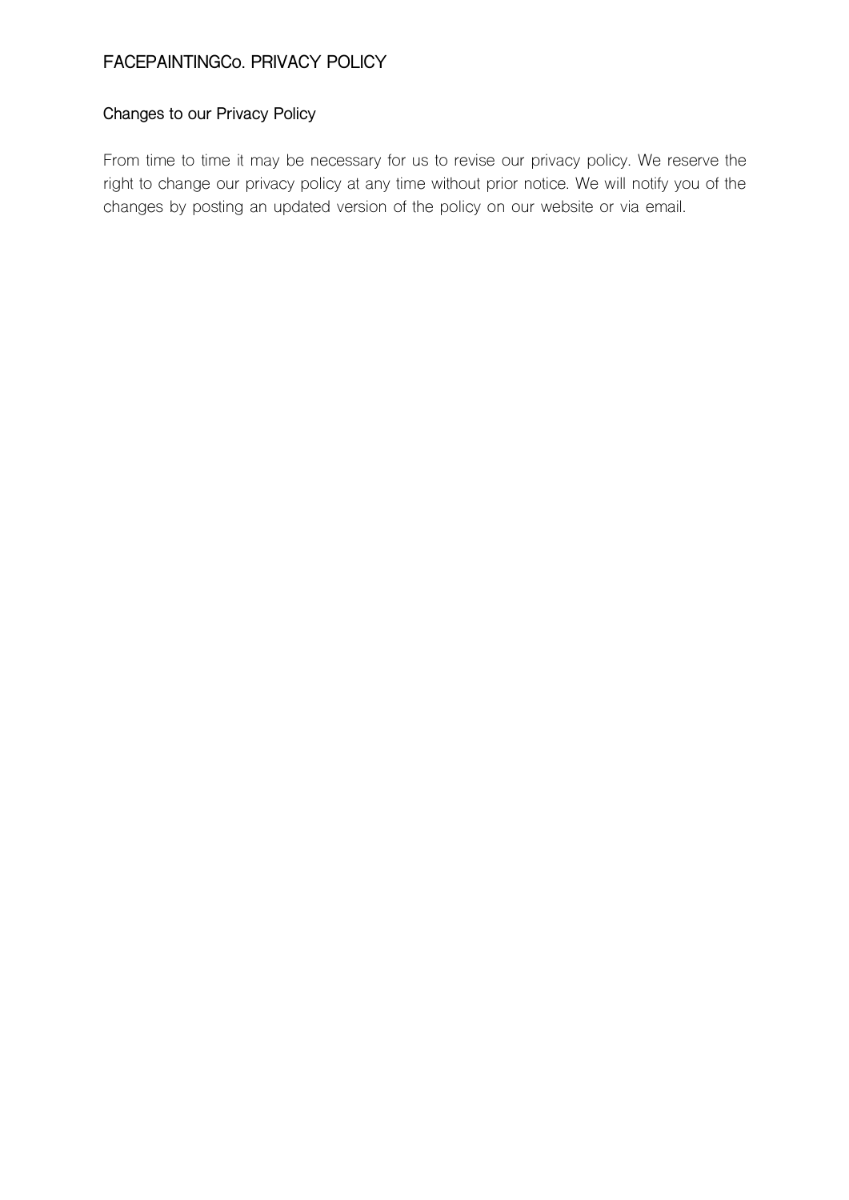# FACEPAINTINGCo. PRIVACY POLICY

## Changes to our Privacy Policy

From time to time it may be necessary for us to revise our privacy policy. We reserve the right to change our privacy policy at any time without prior notice. We will notify you of the changes by posting an updated version of the policy on our website or via email.